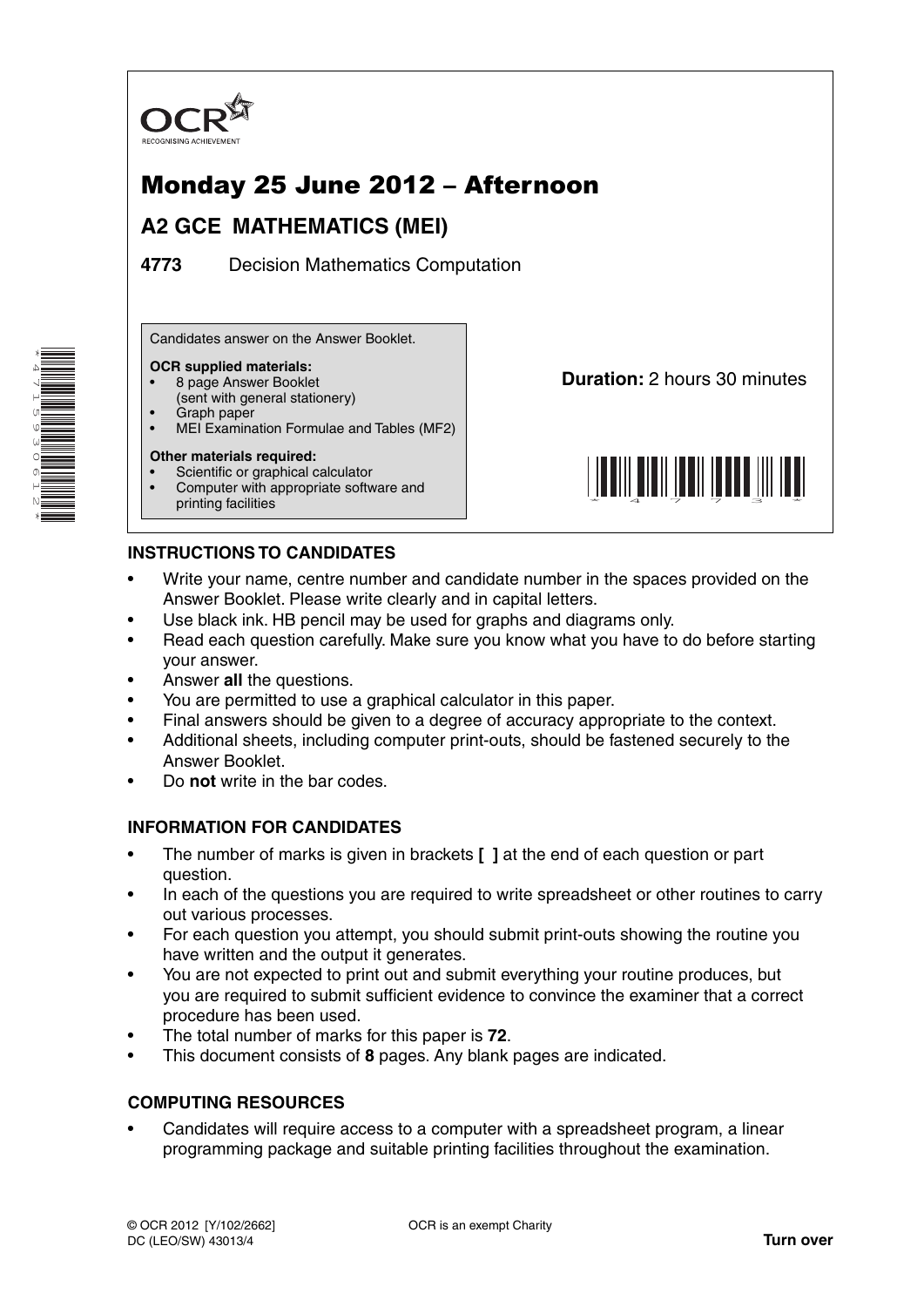OCR
RECOGNISING ACHIEVEMENT

# Monday 25 June 2012 – Afternoon

## A2 GCE MATHEMATICS (MEI)

**4773** Decision Mathematics Computation

Candidates answer on the Answer Booklet.

**OCR supplied materials:**
- 8 page Answer Booklet (sent with general stationery)
- Graph paper
- MEI Examination Formulae and Tables (MF2)

**Other materials required:**
- Scientific or graphical calculator
- Computer with appropriate software and printing facilities

**Duration:** 2 hours 30 minutes

### INSTRUCTIONS TO CANDIDATES

- Write your name, centre number and candidate number in the spaces provided on the Answer Booklet. Please write clearly and in capital letters.
- Use black ink. HB pencil may be used for graphs and diagrams only.
- Read each question carefully. Make sure you know what you have to do before starting your answer.
- Answer **all** the questions.
- You are permitted to use a graphical calculator in this paper.
- Final answers should be given to a degree of accuracy appropriate to the context.
- Additional sheets, including computer print-outs, should be fastened securely to the Answer Booklet.
- Do **not** write in the bar codes.

### INFORMATION FOR CANDIDATES

- The number of marks is given in brackets **[ ]** at the end of each question or part question.
- In each of the questions you are required to write spreadsheet or other routines to carry out various processes.
- For each question you attempt, you should submit print-outs showing the routine you have written and the output it generates.
- You are not expected to print out and submit everything your routine produces, but you are required to submit sufficient evidence to convince the examiner that a correct procedure has been used.
- The total number of marks for this paper is **72**.
- This document consists of **8** pages. Any blank pages are indicated.

### COMPUTING RESOURCES

- Candidates will require access to a computer with a spreadsheet program, a linear programming package and suitable printing facilities throughout the examination.

© OCR 2012 [Y/102/2662]
DC (LEO/SW) 43013/4

OCR is an exempt Charity

**Turn over**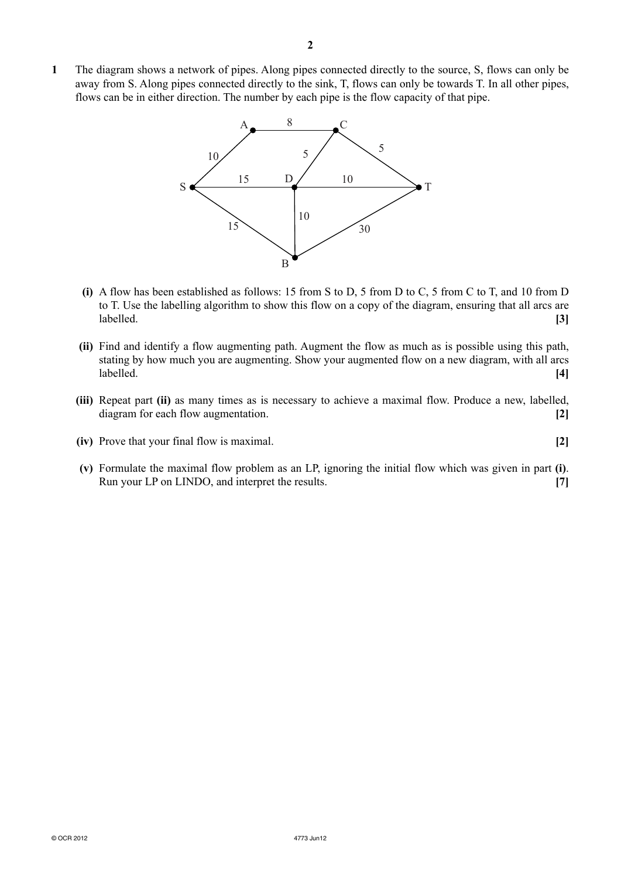**1** The diagram shows a network of pipes. Along pipes connected directly to the source, S, flows can only be away from S. Along pipes connected directly to the sink, T, flows can only be towards T. In all other pipes, flows can be in either direction. The number by each pipe is the flow capacity of that pipe.

**(i)** A flow has been established as follows: 15 from S to D, 5 from D to C, 5 from C to T, and 10 from D to T. Use the labelling algorithm to show this flow on a copy of the diagram, ensuring that all arcs are labelled. **[3]**

**(ii)** Find and identify a flow augmenting path. Augment the flow as much as is possible using this path, stating by how much you are augmenting. Show your augmented flow on a new diagram, with all arcs labelled. **[4]**

**(iii)** Repeat part **(ii)** as many times as is necessary to achieve a maximal flow. Produce a new, labelled, diagram for each flow augmentation. **[2]**

**(iv)** Prove that your final flow is maximal. **[2]**

**(v)** Formulate the maximal flow problem as an LP, ignoring the initial flow which was given in part **(i)**. Run your LP on LINDO, and interpret the results. **[7]**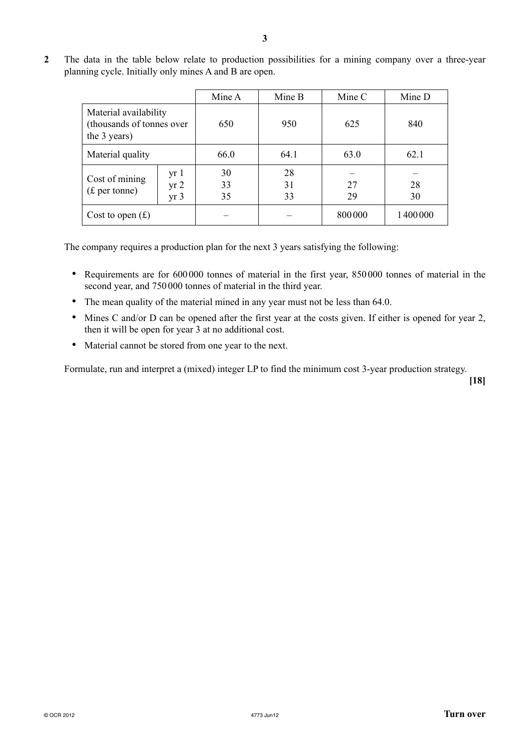**2** The data in the table below relate to production possibilities for a mining company over a three-year planning cycle. Initially only mines A and B are open.

| | | Mine A | Mine B | Mine C | Mine D |
|---|---|---|---|---|---|
| Material availability (thousands of tonnes over the 3 years) | | 650 | 950 | 625 | 840 |
| Material quality | | 66.0 | 64.1 | 63.0 | 62.1 |
| Cost of mining (£ per tonne) | yr 1 | 30 | 28 | – | – |
| | yr 2 | 33 | 31 | 27 | 28 |
| | yr 3 | 35 | 33 | 29 | 30 |
| Cost to open (£) | | – | – | 800 000 | 1 400 000 |

The company requires a production plan for the next 3 years satisfying the following:

- Requirements are for 600 000 tonnes of material in the first year, 850 000 tonnes of material in the second year, and 750 000 tonnes of material in the third year.
- The mean quality of the material mined in any year must not be less than 64.0.
- Mines C and/or D can be opened after the first year at the costs given. If either is opened for year 2, then it will be open for year 3 at no additional cost.
- Material cannot be stored from one year to the next.

Formulate, run and interpret a (mixed) integer LP to find the minimum cost 3-year production strategy.

**[18]**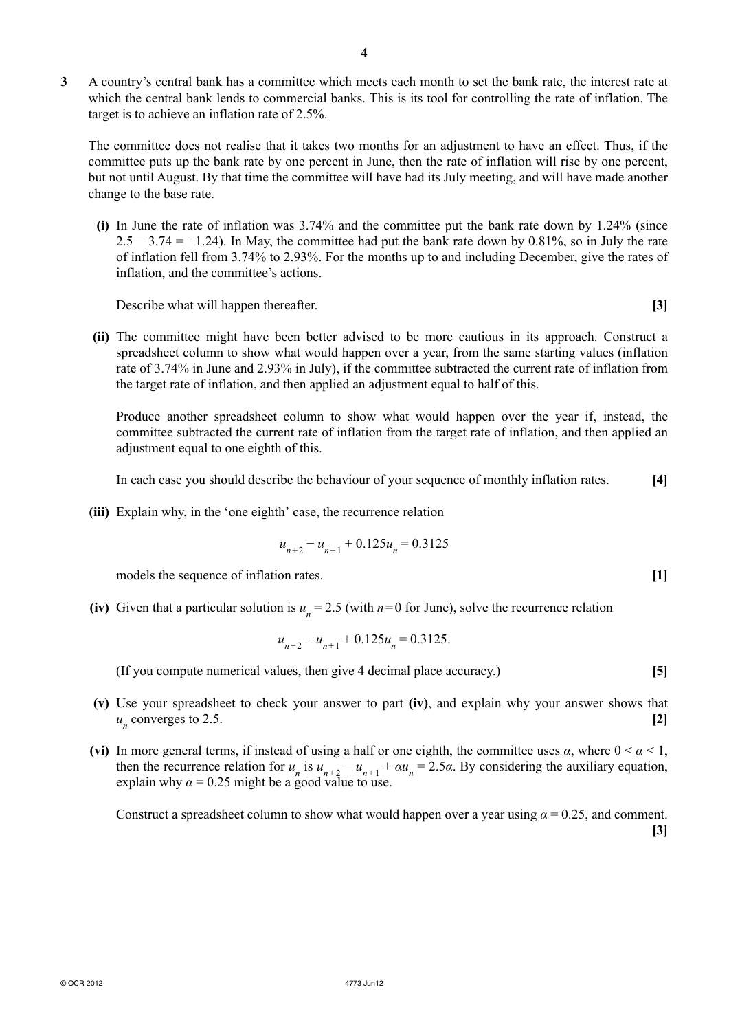**3** A country's central bank has a committee which meets each month to set the bank rate, the interest rate at which the central bank lends to commercial banks. This is its tool for controlling the rate of inflation. The target is to achieve an inflation rate of 2.5%.

The committee does not realise that it takes two months for an adjustment to have an effect. Thus, if the committee puts up the bank rate by one percent in June, then the rate of inflation will rise by one percent, but not until August. By that time the committee will have had its July meeting, and will have made another change to the base rate.

**(i)** In June the rate of inflation was 3.74% and the committee put the bank rate down by 1.24% (since $2.5 - 3.74 = -1.24$). In May, the committee had put the bank rate down by 0.81%, so in July the rate of inflation fell from 3.74% to 2.93%. For the months up to and including December, give the rates of inflation, and the committee's actions.

Describe what will happen thereafter. **[3]**

**(ii)** The committee might have been better advised to be more cautious in its approach. Construct a spreadsheet column to show what would happen over a year, from the same starting values (inflation rate of 3.74% in June and 2.93% in July), if the committee subtracted the current rate of inflation from the target rate of inflation, and then applied an adjustment equal to half of this.

Produce another spreadsheet column to show what would happen over the year if, instead, the committee subtracted the current rate of inflation from the target rate of inflation, and then applied an adjustment equal to one eighth of this.

In each case you should describe the behaviour of your sequence of monthly inflation rates. **[4]**

**(iii)** Explain why, in the 'one eighth' case, the recurrence relation

$$u_{n+2} - u_{n+1} + 0.125u_n = 0.3125$$

models the sequence of inflation rates. **[1]**

**(iv)** Given that a particular solution is $u_n = 2.5$ (with $n = 0$ for June), solve the recurrence relation

$$u_{n+2} - u_{n+1} + 0.125u_n = 0.3125.$$

(If you compute numerical values, then give 4 decimal place accuracy.) **[5]**

**(v)** Use your spreadsheet to check your answer to part **(iv)**, and explain why your answer shows that $u_n$ converges to 2.5. **[2]**

**(vi)** In more general terms, if instead of using a half or one eighth, the committee uses $\alpha$, where $0 < \alpha < 1$, then the recurrence relation for $u_n$ is $u_{n+2} - u_{n+1} + \alpha u_n = 2.5\alpha$. By considering the auxiliary equation, explain why $\alpha = 0.25$ might be a good value to use.

Construct a spreadsheet column to show what would happen over a year using $\alpha = 0.25$, and comment. **[3]**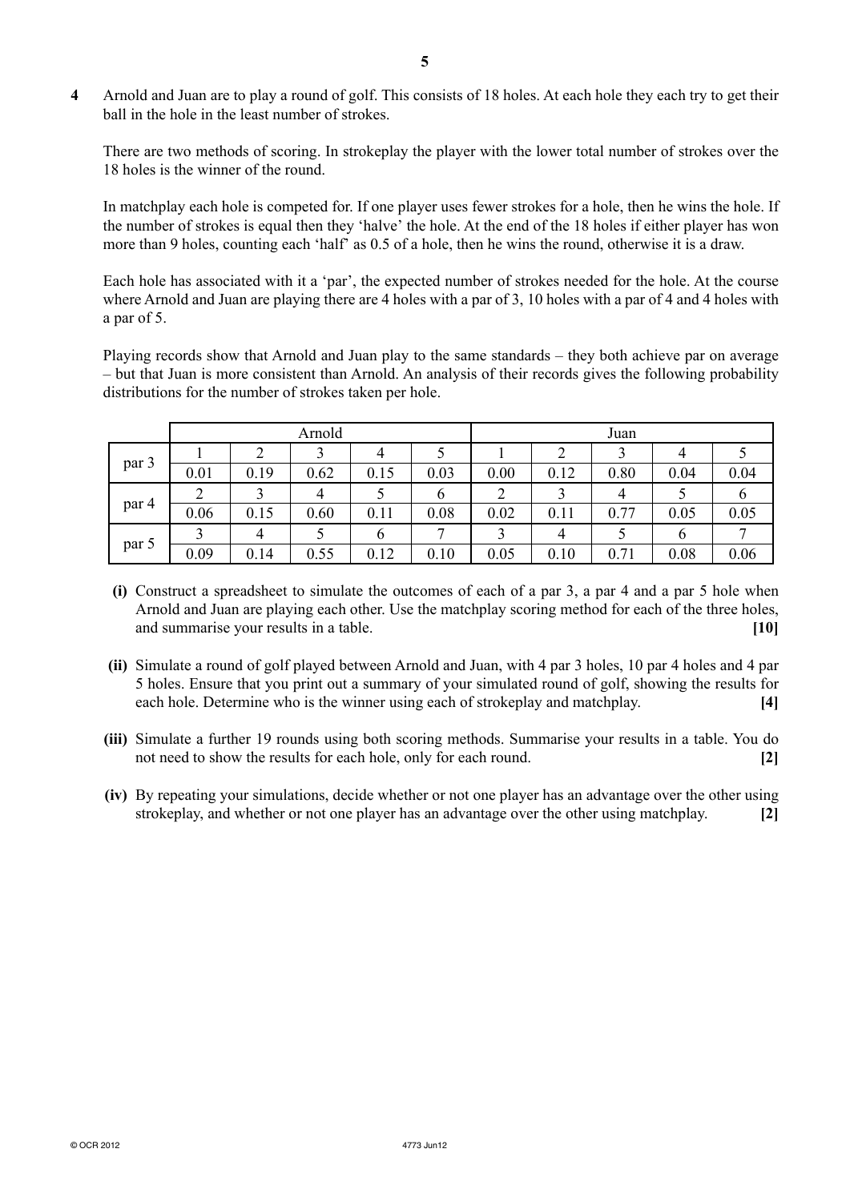**4** Arnold and Juan are to play a round of golf. This consists of 18 holes. At each hole they each try to get their ball in the hole in the least number of strokes.

There are two methods of scoring. In strokeplay the player with the lower total number of strokes over the 18 holes is the winner of the round.

In matchplay each hole is competed for. If one player uses fewer strokes for a hole, then he wins the hole. If the number of strokes is equal then they 'halve' the hole. At the end of the 18 holes if either player has won more than 9 holes, counting each 'half' as 0.5 of a hole, then he wins the round, otherwise it is a draw.

Each hole has associated with it a 'par', the expected number of strokes needed for the hole. At the course where Arnold and Juan are playing there are 4 holes with a par of 3, 10 holes with a par of 4 and 4 holes with a par of 5.

Playing records show that Arnold and Juan play to the same standards – they both achieve par on average – but that Juan is more consistent than Arnold. An analysis of their records gives the following probability distributions for the number of strokes taken per hole.

| | Arnold | | | | | Juan | | | | |
|---|---|---|---|---|---|---|---|---|---|---|
| par 3 | 1 | 2 | 3 | 4 | 5 | 1 | 2 | 3 | 4 | 5 |
| | 0.01 | 0.19 | 0.62 | 0.15 | 0.03 | 0.00 | 0.12 | 0.80 | 0.04 | 0.04 |
| par 4 | 2 | 3 | 4 | 5 | 6 | 2 | 3 | 4 | 5 | 6 |
| | 0.06 | 0.15 | 0.60 | 0.11 | 0.08 | 0.02 | 0.11 | 0.77 | 0.05 | 0.05 |
| par 5 | 3 | 4 | 5 | 6 | 7 | 3 | 4 | 5 | 6 | 7 |
| | 0.09 | 0.14 | 0.55 | 0.12 | 0.10 | 0.05 | 0.10 | 0.71 | 0.08 | 0.06 |

**(i)** Construct a spreadsheet to simulate the outcomes of each of a par 3, a par 4 and a par 5 hole when Arnold and Juan are playing each other. Use the matchplay scoring method for each of the three holes, and summarise your results in a table. **[10]**

**(ii)** Simulate a round of golf played between Arnold and Juan, with 4 par 3 holes, 10 par 4 holes and 4 par 5 holes. Ensure that you print out a summary of your simulated round of golf, showing the results for each hole. Determine who is the winner using each of strokeplay and matchplay. **[4]**

**(iii)** Simulate a further 19 rounds using both scoring methods. Summarise your results in a table. You do not need to show the results for each hole, only for each round. **[2]**

**(iv)** By repeating your simulations, decide whether or not one player has an advantage over the other using strokeplay, and whether or not one player has an advantage over the other using matchplay. **[2]**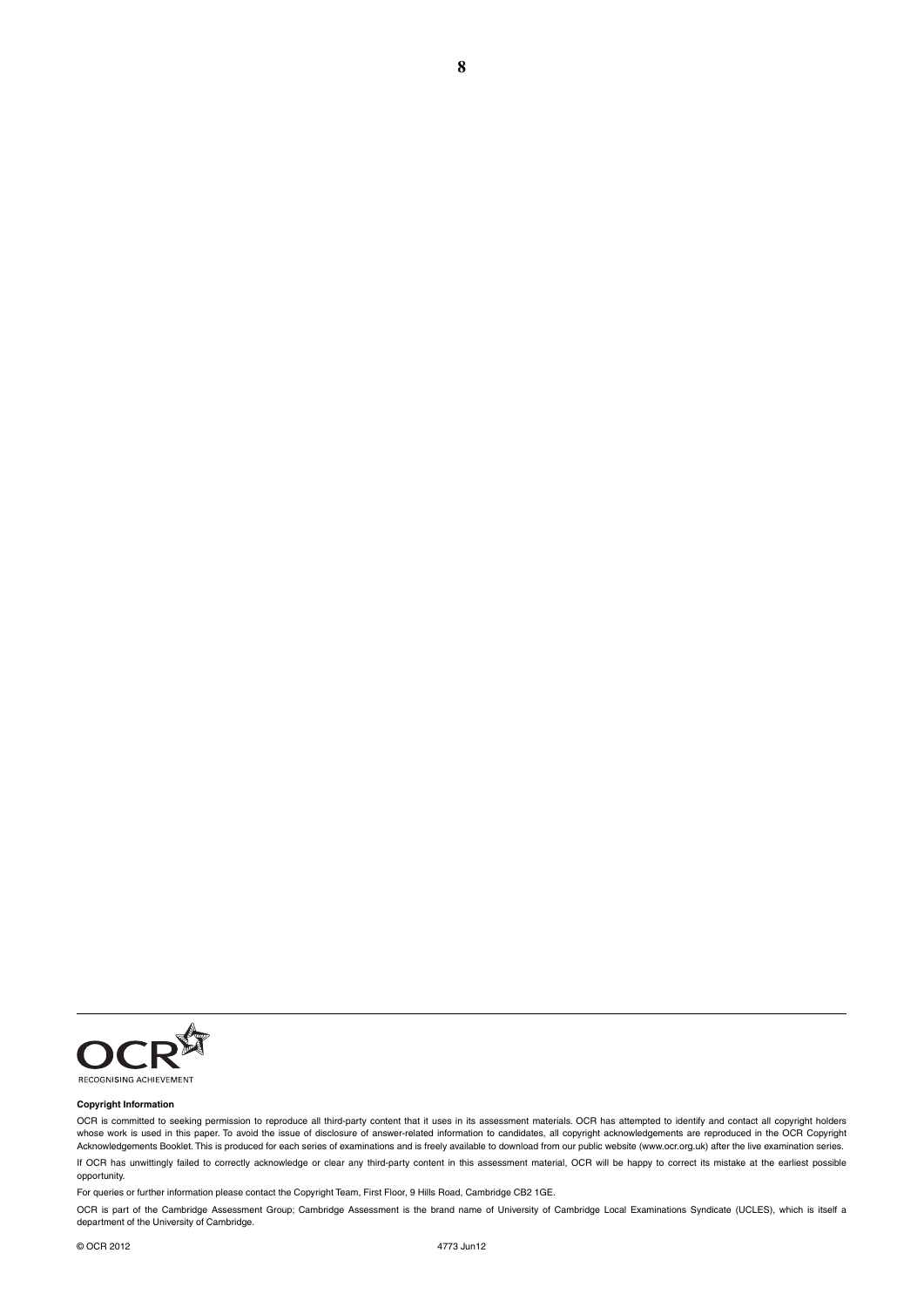OCR
RECOGNISING ACHIEVEMENT

**Copyright Information**

OCR is committed to seeking permission to reproduce all third-party content that it uses in its assessment materials. OCR has attempted to identify and contact all copyright holders whose work is used in this paper. To avoid the issue of disclosure of answer-related information to candidates, all copyright acknowledgements are reproduced in the OCR Copyright Acknowledgements Booklet. This is produced for each series of examinations and is freely available to download from our public website (www.ocr.org.uk) after the live examination series.

If OCR has unwittingly failed to correctly acknowledge or clear any third-party content in this assessment material, OCR will be happy to correct its mistake at the earliest possible opportunity.

For queries or further information please contact the Copyright Team, First Floor, 9 Hills Road, Cambridge CB2 1GE.

OCR is part of the Cambridge Assessment Group; Cambridge Assessment is the brand name of University of Cambridge Local Examinations Syndicate (UCLES), which is itself a department of the University of Cambridge.

© OCR 2012 4773 Jun12